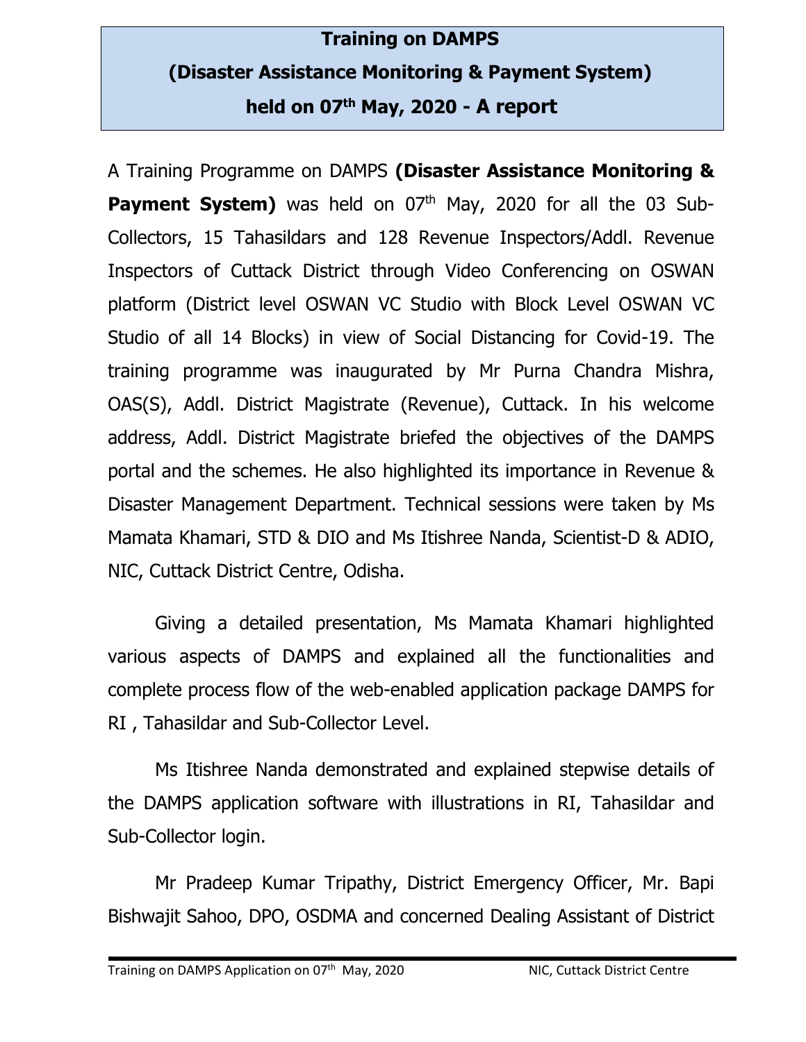# Training on DAMPS
# (Disaster Assistance Monitoring & Payment System)
# held on 07th May, 2020 - A report

A Training Programme on DAMPS **(Disaster Assistance Monitoring & Payment System)** was held on 07th May, 2020 for all the 03 Sub-Collectors, 15 Tahasildars and 128 Revenue Inspectors/Addl. Revenue Inspectors of Cuttack District through Video Conferencing on OSWAN platform (District level OSWAN VC Studio with Block Level OSWAN VC Studio of all 14 Blocks) in view of Social Distancing for Covid-19. The training programme was inaugurated by Mr Purna Chandra Mishra, OAS(S), Addl. District Magistrate (Revenue), Cuttack. In his welcome address, Addl. District Magistrate briefed the objectives of the DAMPS portal and the schemes. He also highlighted its importance in Revenue & Disaster Management Department. Technical sessions were taken by Ms Mamata Khamari, STD & DIO and Ms Itishree Nanda, Scientist-D & ADIO, NIC, Cuttack District Centre, Odisha.

Giving a detailed presentation, Ms Mamata Khamari highlighted various aspects of DAMPS and explained all the functionalities and complete process flow of the web-enabled application package DAMPS for RI , Tahasildar and Sub-Collector Level.

Ms Itishree Nanda demonstrated and explained stepwise details of the DAMPS application software with illustrations in RI, Tahasildar and Sub-Collector login.

Mr Pradeep Kumar Tripathy, District Emergency Officer, Mr. Bapi Bishwajit Sahoo, DPO, OSDMA and concerned Dealing Assistant of District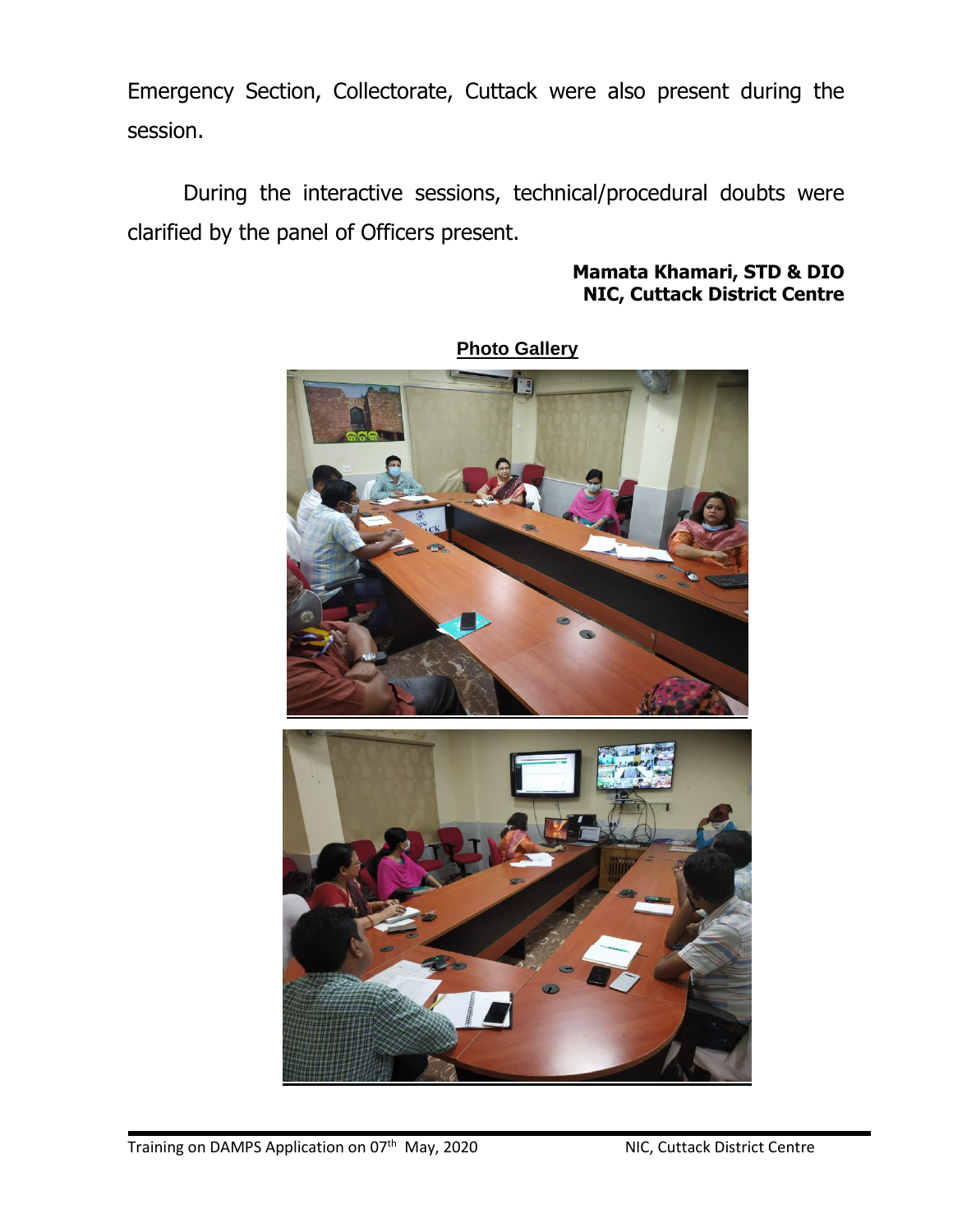Emergency Section, Collectorate, Cuttack were also present during the session.

During the interactive sessions, technical/procedural doubts were clarified by the panel of Officers present.

**Mamata Khamari, STD & DIO**
**NIC, Cuttack District Centre**

**Photo Gallery**